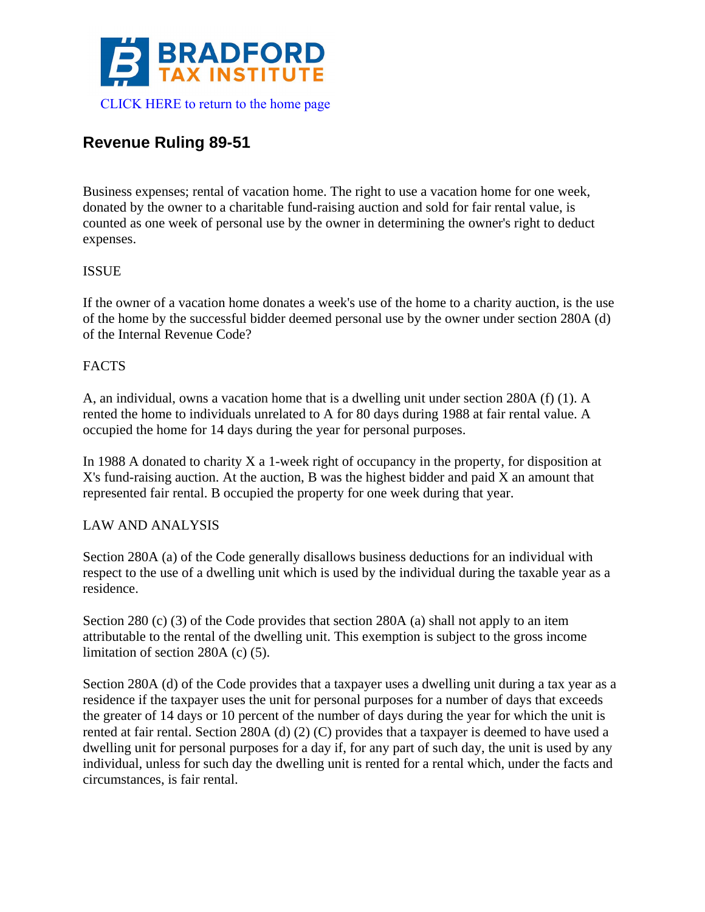CLICK HERE to return to the home page

# Revenue Ruling 89-51

Business expenses; rental of vacation home. The right to use a vacation home for one week, donated by the owner to a charitable fund-raising auction and sold for fair rental value, is counted as one week of personal use by the owner in determining the owner's right to deduct expenses.

ISSUE

If the owner of a vacation home donates a week's use of the home to a charity auction, is the use of the home by the successful bidder deemed personal use by the owner under section 280A (d) of the Internal Revenue Code?

FACTS

A, an individual, owns a vacation home that is a dwelling unit under section 280A (f) (1). A rented the home to individuals unrelated to A for 80 days during 1988 at fair rental value. A occupied the home for 14 days during the year for personal purposes.

In 1988 A donated to charity X a 1-week right of occupancy in the property, for disposition at X's fund-raising auction. At the auction, B was the highest bidder and paid X an amount that represented fair rental. B occupied the property for one week during that year.

LAW AND ANALYSIS

Section 280A (a) of the Code generally disallows business deductions for an individual with respect to the use of a dwelling unit which is used by the individual during the taxable year as a residence.

Section 280 (c) (3) of the Code provides that section 280A (a) shall not apply to an item attributable to the rental of the dwelling unit. This exemption is subject to the gross income limitation of section 280A (c) (5).

Section 280A (d) of the Code provides that a taxpayer uses a dwelling unit during a tax year as a residence if the taxpayer uses the unit for personal purposes for a number of days that exceeds the greater of 14 days or 10 percent of the number of days during the year for which the unit is rented at fair rental. Section 280A (d) (2) (C) provides that a taxpayer is deemed to have used a dwelling unit for personal purposes for a day if, for any part of such day, the unit is used by any individual, unless for such day the dwelling unit is rented for a rental which, under the facts and circumstances, is fair rental.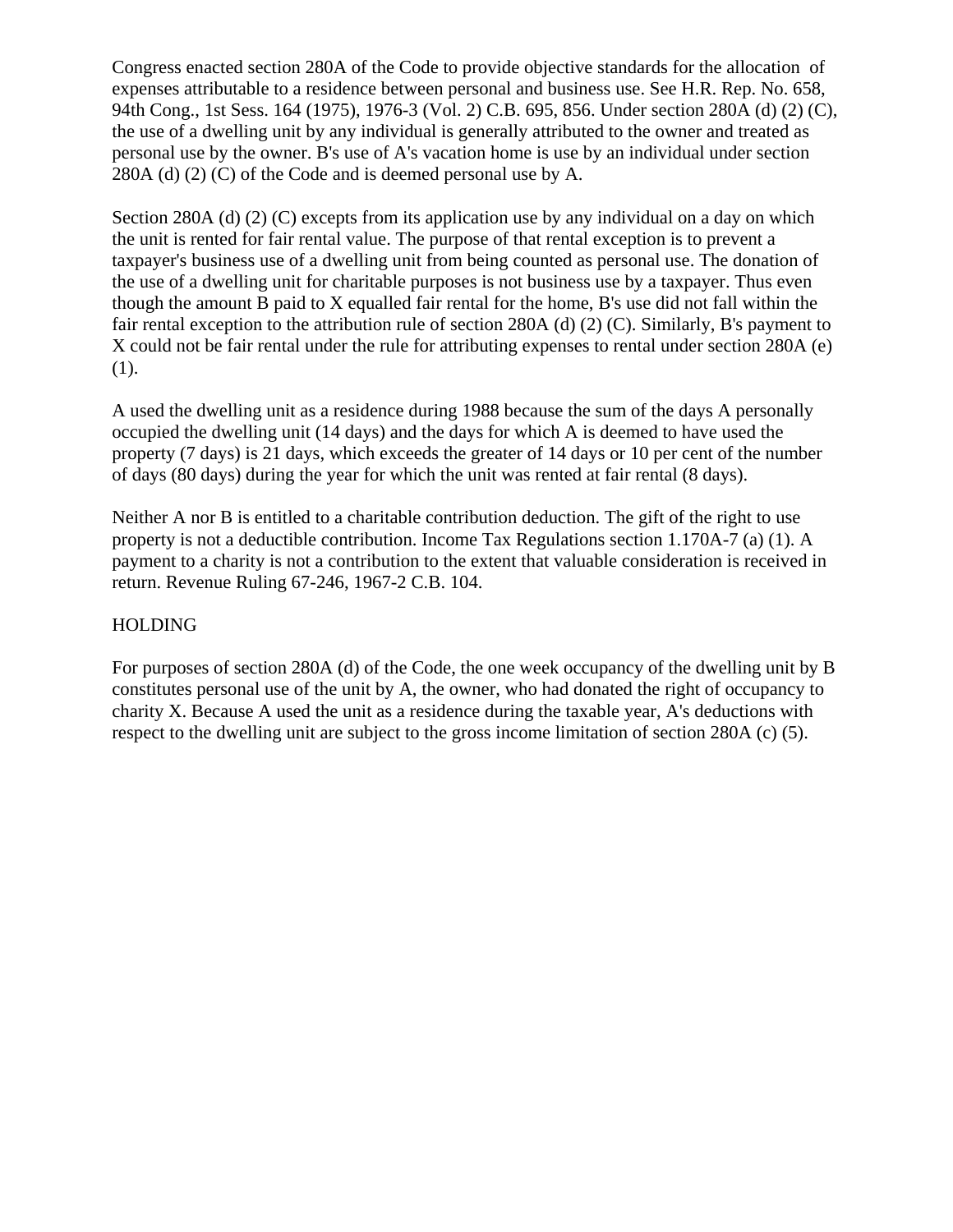Congress enacted section 280A of the Code to provide objective standards for the allocation of expenses attributable to a residence between personal and business use. See H.R. Rep. No. 658, 94th Cong., 1st Sess. 164 (1975), 1976-3 (Vol. 2) C.B. 695, 856. Under section 280A (d) (2) (C), the use of a dwelling unit by any individual is generally attributed to the owner and treated as personal use by the owner. B's use of A's vacation home is use by an individual under section 280A (d) (2) (C) of the Code and is deemed personal use by A.

Section 280A (d) (2) (C) excepts from its application use by any individual on a day on which the unit is rented for fair rental value. The purpose of that rental exception is to prevent a taxpayer's business use of a dwelling unit from being counted as personal use. The donation of the use of a dwelling unit for charitable purposes is not business use by a taxpayer. Thus even though the amount B paid to X equalled fair rental for the home, B's use did not fall within the fair rental exception to the attribution rule of section 280A (d) (2) (C). Similarly, B's payment to X could not be fair rental under the rule for attributing expenses to rental under section 280A (e) (1).

A used the dwelling unit as a residence during 1988 because the sum of the days A personally occupied the dwelling unit (14 days) and the days for which A is deemed to have used the property (7 days) is 21 days, which exceeds the greater of 14 days or 10 per cent of the number of days (80 days) during the year for which the unit was rented at fair rental (8 days).

Neither A nor B is entitled to a charitable contribution deduction. The gift of the right to use property is not a deductible contribution. Income Tax Regulations section 1.170A-7 (a) (1). A payment to a charity is not a contribution to the extent that valuable consideration is received in return. Revenue Ruling 67-246, 1967-2 C.B. 104.

HOLDING

For purposes of section 280A (d) of the Code, the one week occupancy of the dwelling unit by B constitutes personal use of the unit by A, the owner, who had donated the right of occupancy to charity X. Because A used the unit as a residence during the taxable year, A's deductions with respect to the dwelling unit are subject to the gross income limitation of section 280A (c) (5).